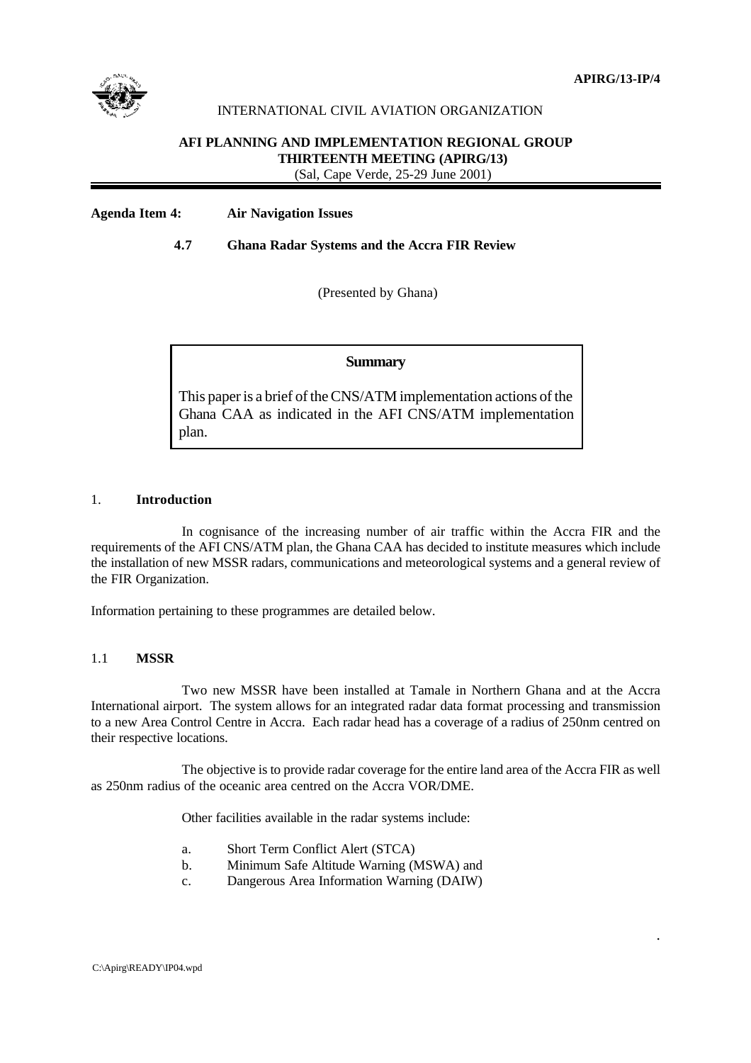APIRG/13-IP/4

INTERNATIONAL CIVIL AVIATION ORGANIZATION

**AFI PLANNING AND IMPLEMENTATION REGIONAL GROUP**
**THIRTEENTH MEETING (APIRG/13)**
(Sal, Cape Verde, 25-29 June 2001)

**Agenda Item 4: Air Navigation Issues**

**4.7 Ghana Radar Systems and the Accra FIR Review**

(Presented by Ghana)

**Summary**

This paper is a brief of the CNS/ATM implementation actions of the Ghana CAA as indicated in the AFI CNS/ATM implementation plan.

## 1. Introduction

In cognisance of the increasing number of air traffic within the Accra FIR and the requirements of the AFI CNS/ATM plan, the Ghana CAA has decided to institute measures which include the installation of new MSSR radars, communications and meteorological systems and a general review of the FIR Organization.

Information pertaining to these programmes are detailed below.

### 1.1 MSSR

Two new MSSR have been installed at Tamale in Northern Ghana and at the Accra International airport. The system allows for an integrated radar data format processing and transmission to a new Area Control Centre in Accra. Each radar head has a coverage of a radius of 250nm centred on their respective locations.

The objective is to provide radar coverage for the entire land area of the Accra FIR as well as 250nm radius of the oceanic area centred on the Accra VOR/DME.

Other facilities available in the radar systems include:

a. Short Term Conflict Alert (STCA)
b. Minimum Safe Altitude Warning (MSWA) and
c. Dangerous Area Information Warning (DAIW)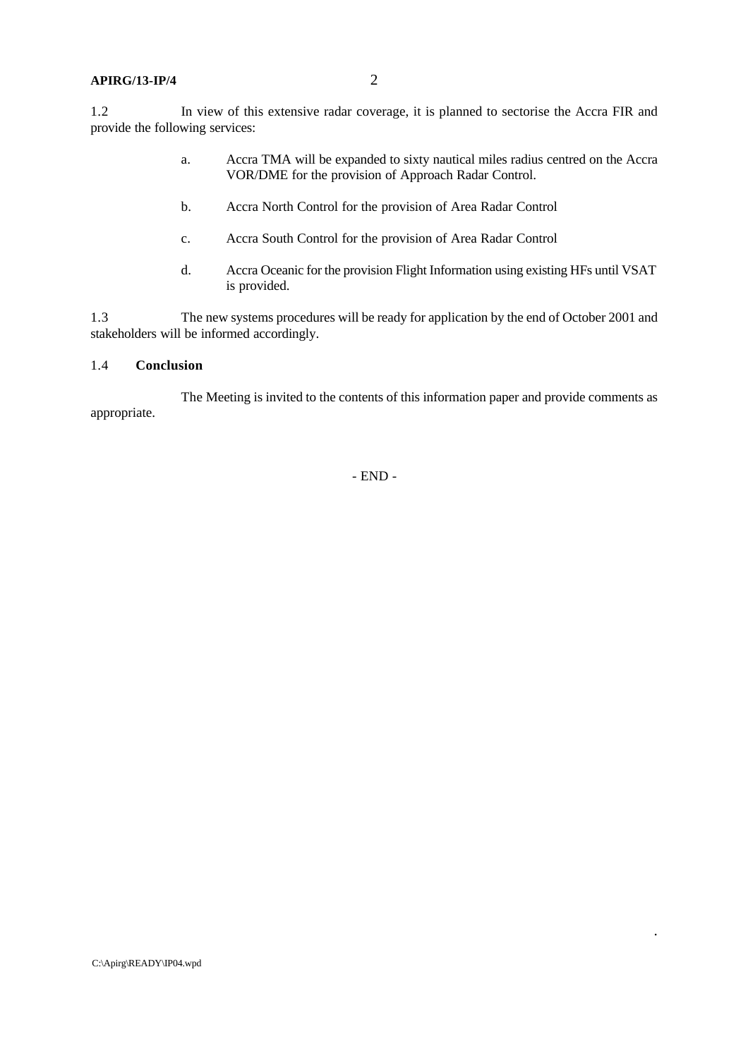1.2 In view of this extensive radar coverage, it is planned to sectorise the Accra FIR and provide the following services:

a. Accra TMA will be expanded to sixty nautical miles radius centred on the Accra VOR/DME for the provision of Approach Radar Control.

b. Accra North Control for the provision of Area Radar Control

c. Accra South Control for the provision of Area Radar Control

d. Accra Oceanic for the provision Flight Information using existing HFs until VSAT is provided.

1.3 The new systems procedures will be ready for application by the end of October 2001 and stakeholders will be informed accordingly.

1.4 **Conclusion**

The Meeting is invited to the contents of this information paper and provide comments as appropriate.

- END -

C:\Apirg\READY\IP04.wpd